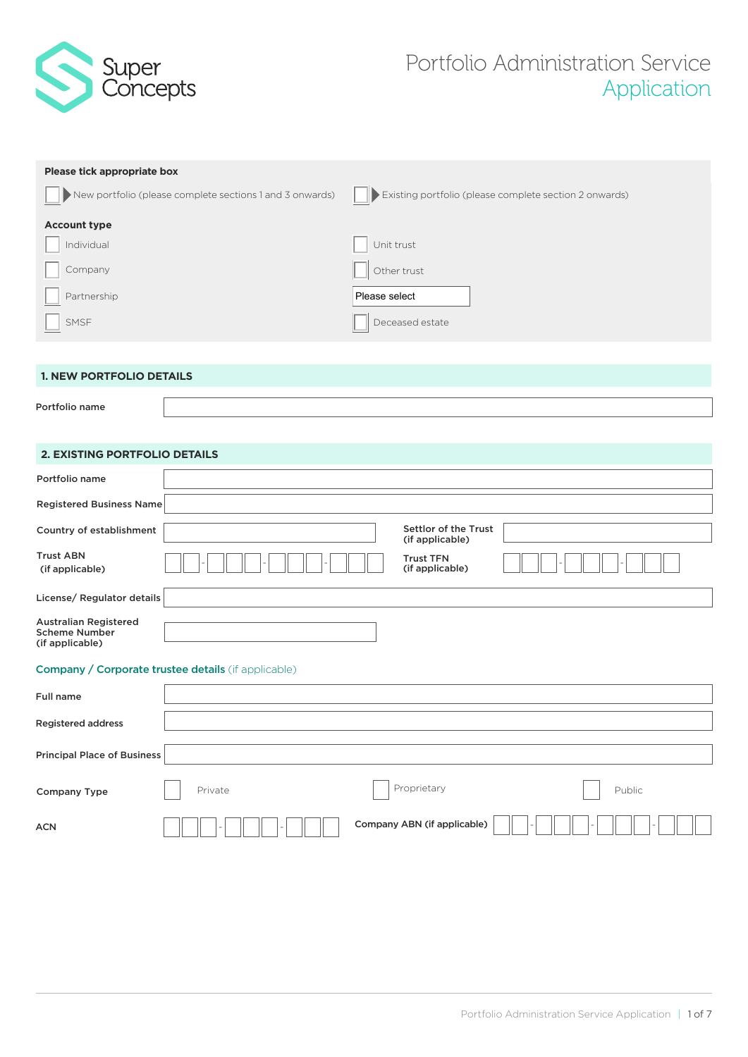Super Concepts

# Portfolio Administration Service Application

**Please tick appropriate box**

☐ New portfolio (please complete sections 1 and 3 onwards) ☐ Existing portfolio (please complete section 2 onwards)

**Account type**

| | |
|---|---|
| ☐ Individual | ☐ Unit trust |
| ☐ Company | ☐ Other trust |
| ☐ Partnership | Please select |
| ☐ SMSF | ☐ Deceased estate |

## 1. NEW PORTFOLIO DETAILS

**Portfolio name** \_\_\_\_\_\_\_\_\_\_\_\_\_\_\_\_\_\_\_\_

## 2. EXISTING PORTFOLIO DETAILS

**Portfolio name** \_\_\_\_\_\_\_\_\_\_\_\_\_\_\_\_\_\_\_\_

**Registered Business Name** \_\_\_\_\_\_\_\_\_\_\_\_\_\_\_\_\_\_\_\_

**Country of establishment** \_\_\_\_\_\_\_\_\_\_ **Settlor of the Trust (if applicable)** \_\_\_\_\_\_\_\_\_\_

**Trust ABN (if applicable)** ☐☐-☐☐☐-☐☐☐-☐☐☐ **Trust TFN (if applicable)** ☐☐☐-☐☐☐-☐☐☐

**License/ Regulator details** \_\_\_\_\_\_\_\_\_\_\_\_\_\_\_\_\_\_\_\_

**Australian Registered Scheme Number (if applicable)** \_\_\_\_\_\_\_\_\_\_

### Company / Corporate trustee details (if applicable)

**Full name** \_\_\_\_\_\_\_\_\_\_\_\_\_\_\_\_\_\_\_\_

**Registered address** \_\_\_\_\_\_\_\_\_\_\_\_\_\_\_\_\_\_\_\_

**Principal Place of Business** \_\_\_\_\_\_\_\_\_\_\_\_\_\_\_\_\_\_\_\_

**Company Type** ☐ Private ☐ Proprietary ☐ Public

**ACN** ☐☐☐-☐☐☐-☐☐☐ **Company ABN (if applicable)** ☐☐-☐☐☐-☐☐☐-☐☐☐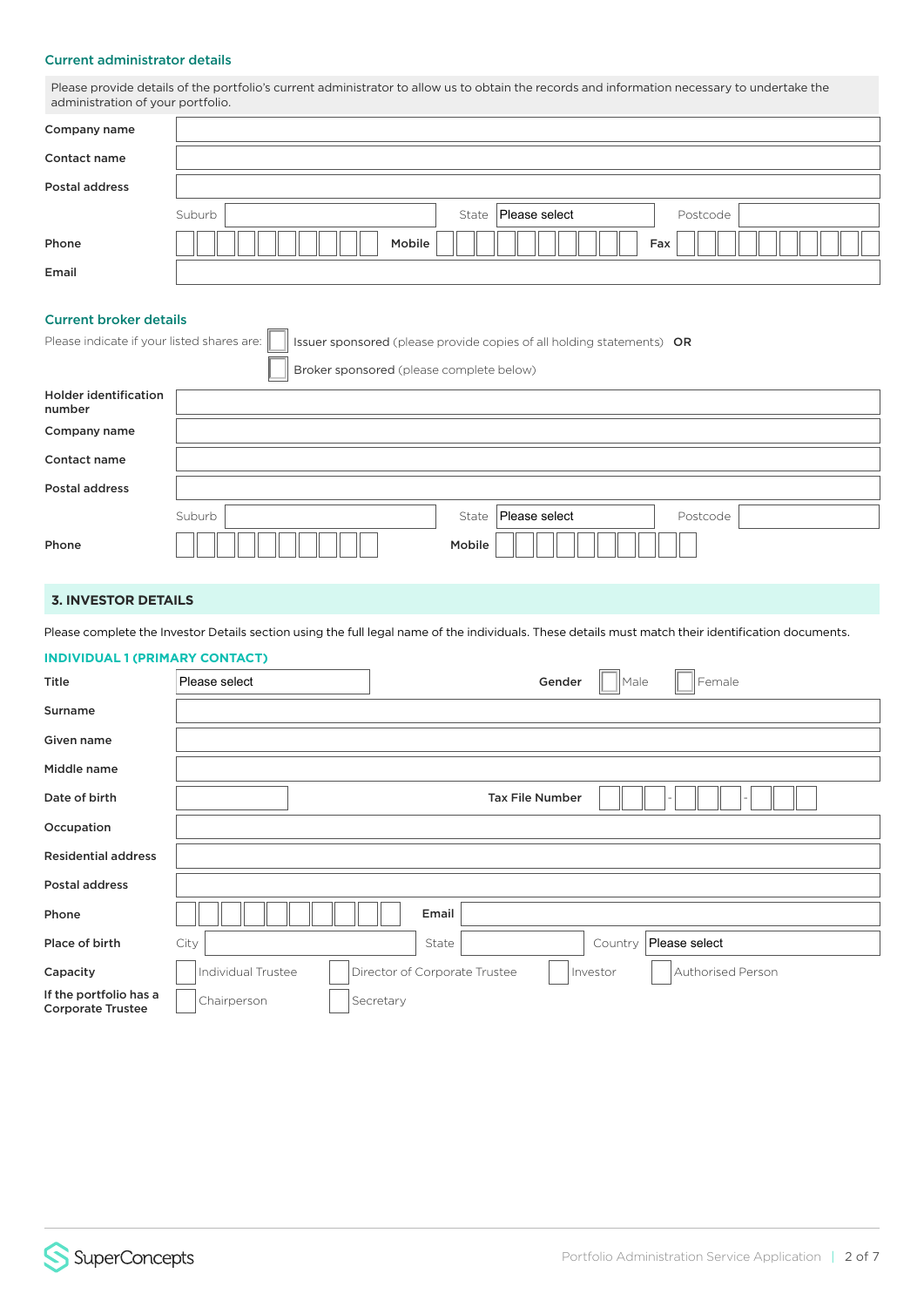## Current administrator details

Please provide details of the portfolio's current administrator to allow us to obtain the records and information necessary to undertake the administration of your portfolio.

| | | | | | | | |
|---|---|---|---|---|---|---|---|
| Company name | | | | | | | |
| Contact name | | | | | | | |
| Postal address | | | | | | | |
| | Suburb | | State | Please select | Postcode | | |
| Phone | | Mobile | | Fax | | | |
| Email | | | | | | | |

## Current broker details

Please indicate if your listed shares are:

- ☐ Issuer sponsored (please provide copies of all holding statements) **OR**
- ☐ Broker sponsored (please complete below)

| | | | | | | |
|---|---|---|---|---|---|---|
| Holder identification number | | | | | | |
| Company name | | | | | | |
| Contact name | | | | | | |
| Postal address | | | | | | |
| | Suburb | | State | Please select | Postcode | |
| Phone | | Mobile | | | | |

## 3. INVESTOR DETAILS

Please complete the Investor Details section using the full legal name of the individuals. These details must match their identification documents.

### INDIVIDUAL 1 (PRIMARY CONTACT)

| | | | | | | |
|---|---|---|---|---|---|---|
| Title | Please select | | Gender | ☐ Male | ☐ Female | |
| Surname | | | | | | |
| Given name | | | | | | |
| Middle name | | | | | | |
| Date of birth | | | Tax File Number | &nbsp;&nbsp;&nbsp;- &nbsp;&nbsp;&nbsp;- | | |
| Occupation | | | | | | |
| Residential address | | | | | | |
| Postal address | | | | | | |
| Phone | | | Email | | | |
| Place of birth | City | | State | | Country | Please select |
| Capacity | ☐ Individual Trustee | ☐ Director of Corporate Trustee | ☐ Investor | ☐ Authorised Person | | |
| If the portfolio has a Corporate Trustee | ☐ Chairperson | ☐ Secretary | | | | |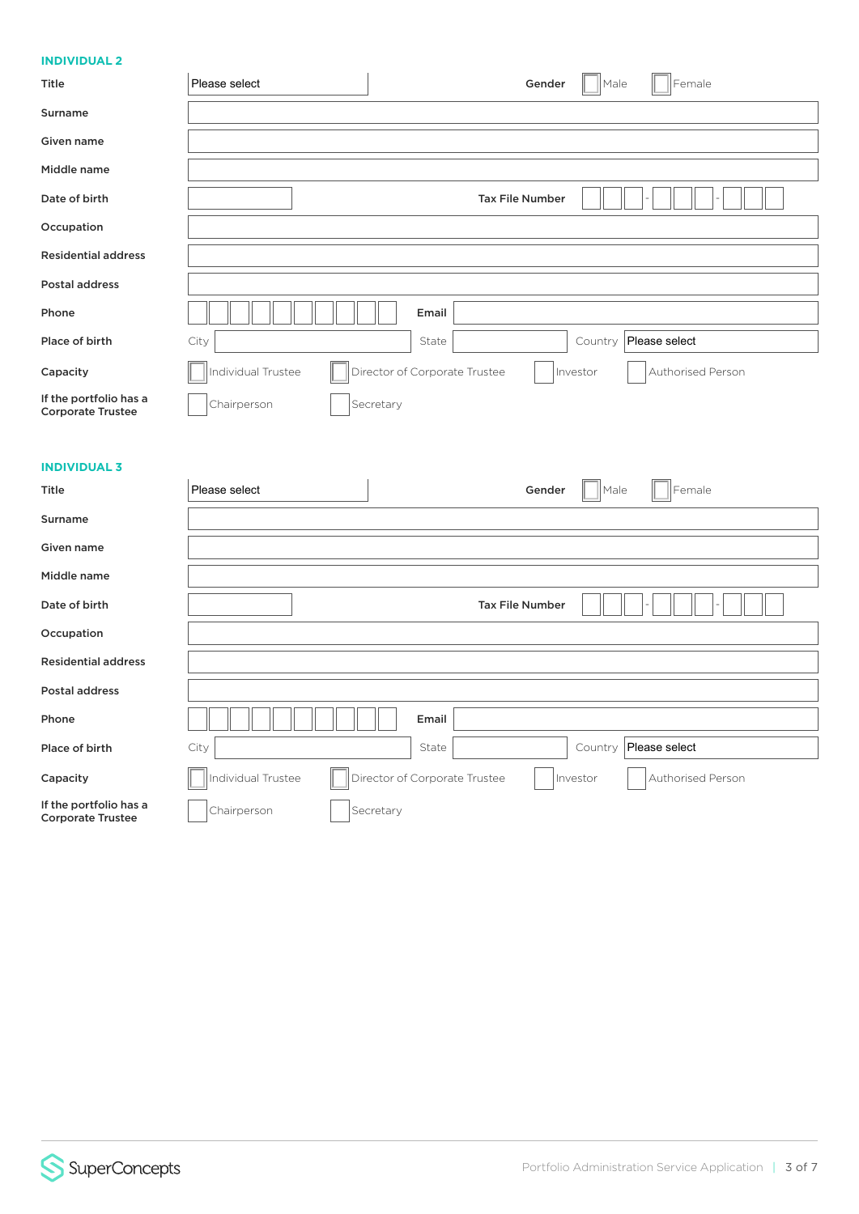## INDIVIDUAL 2

| | | | |
|---|---|---|---|
| **Title** | Please select | **Gender** | ☐ Male ☐ Female |
| **Surname** | | | |
| **Given name** | | | |
| **Middle name** | | | |
| **Date of birth** | | **Tax File Number** | ☐☐☐ - ☐☐☐ - ☐☐☐ |
| **Occupation** | | | |
| **Residential address** | | | |
| **Postal address** | | | |
| **Phone** | ☐☐☐☐☐☐☐☐☐☐ | **Email** | |
| **Place of birth** | City | State | Country Please select |
| **Capacity** | ☐ Individual Trustee ☐ Director of Corporate Trustee | ☐ Investor | ☐ Authorised Person |
| **If the portfolio has a Corporate Trustee** | ☐ Chairperson ☐ Secretary | | |

## INDIVIDUAL 3

| | | | |
|---|---|---|---|
| **Title** | Please select | **Gender** | ☐ Male ☐ Female |
| **Surname** | | | |
| **Given name** | | | |
| **Middle name** | | | |
| **Date of birth** | | **Tax File Number** | ☐☐☐ - ☐☐☐ - ☐☐☐ |
| **Occupation** | | | |
| **Residential address** | | | |
| **Postal address** | | | |
| **Phone** | ☐☐☐☐☐☐☐☐☐☐ | **Email** | |
| **Place of birth** | City | State | Country Please select |
| **Capacity** | ☐ Individual Trustee ☐ Director of Corporate Trustee | ☐ Investor | ☐ Authorised Person |
| **If the portfolio has a Corporate Trustee** | ☐ Chairperson ☐ Secretary | | |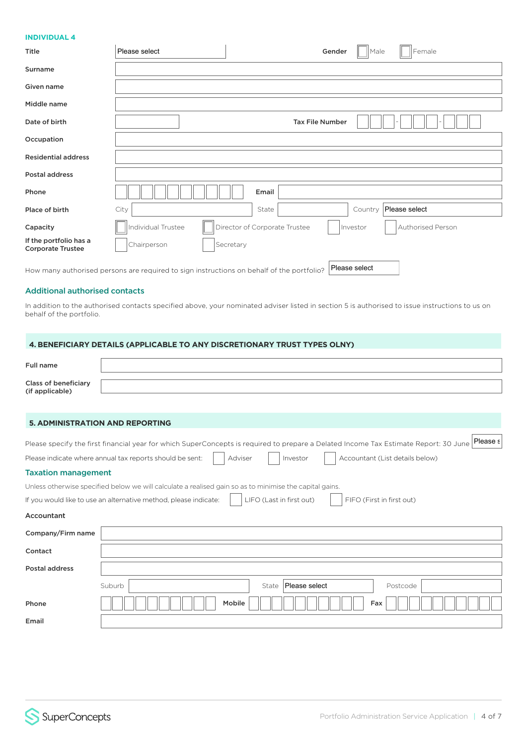### INDIVIDUAL 4

| | | | |
|---|---|---|---|
| **Title** | Please select | **Gender** | ☐ Male ☐ Female |
| **Surname** | | | |
| **Given name** | | | |
| **Middle name** | | | |
| **Date of birth** | | **Tax File Number** | ☐☐☐ - ☐☐☐ - ☐☐☐ |
| **Occupation** | | | |
| **Residential address** | | | |
| **Postal address** | | | |
| **Phone** | | **Email** | |
| **Place of birth** | City | State | Country: Please select |

**Capacity** ☐ Individual Trustee ☐ Director of Corporate Trustee ☐ Investor ☐ Authorised Person

**If the portfolio has a Corporate Trustee** ☐ Chairperson ☐ Secretary

How many authorised persons are required to sign instructions on behalf of the portfolio? Please select

### Additional authorised contacts

In addition to the authorised contacts specified above, your nominated adviser listed in section 5 is authorised to issue instructions to us on behalf of the portfolio.

## 4. BENEFICIARY DETAILS (APPLICABLE TO ANY DISCRETIONARY TRUST TYPES OLNY)

| | |
|---|---|
| **Full name** | |
| **Class of beneficiary (if applicable)** | |

## 5. ADMINISTRATION AND REPORTING

Please specify the first financial year for which SuperConcepts is required to prepare a Delated Income Tax Estimate Report: 30 June Please s

Please indicate where annual tax reports should be sent: ☐ Adviser ☐ Investor ☐ Accountant (List details below)

### Taxation management

Unless otherwise specified below we will calculate a realised gain so as to minimise the capital gains.

If you would like to use an alternative method, please indicate: ☐ LIFO (Last in first out) ☐ FIFO (First in first out)

**Accountant**

| | | | | | |
|---|---|---|---|---|---|
| **Company/Firm name** | | | | | |
| **Contact** | | | | | |
| **Postal address** | | | | | |
| Suburb | | State | Please select | Postcode | |
| **Phone** | | **Mobile** | | **Fax** | |
| **Email** | | | | | |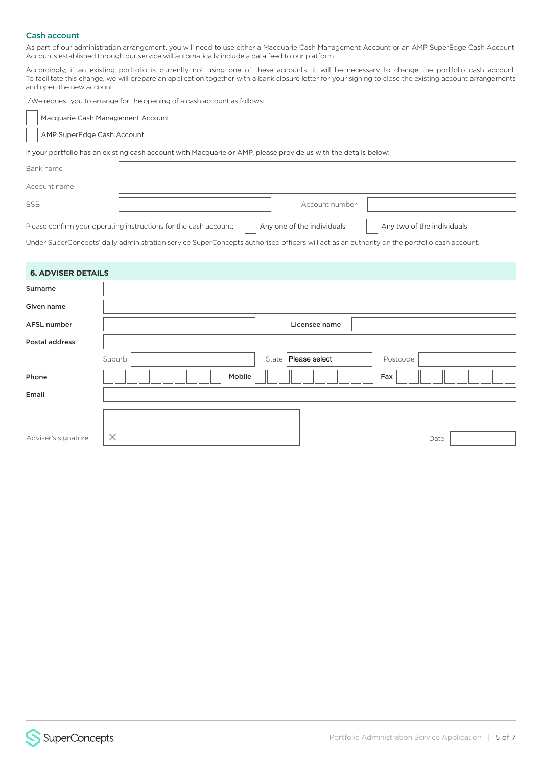### Cash account

As part of our administration arrangement, you will need to use either a Macquarie Cash Management Account or an AMP SuperEdge Cash Account. Accounts established through our service will automatically include a data feed to our platform.

Accordingly, if an existing portfolio is currently not using one of these accounts, it will be necessary to change the portfolio cash account. To facilitate this change, we will prepare an application together with a bank closure letter for your signing to close the existing account arrangements and open the new account.

I/We request you to arrange for the opening of a cash account as follows:

- ☐ Macquarie Cash Management Account
- ☐ AMP SuperEdge Cash Account

If your portfolio has an existing cash account with Macquarie or AMP, please provide us with the details below:

Bank name ____________________

Account name ____________________

BSB ____________________ Account number ____________________

Please confirm your operating instructions for the cash account: ☐ Any one of the individuals ☐ Any two of the individuals

Under SuperConcepts' daily administration service SuperConcepts authorised officers will act as an authority on the portfolio cash account.

## 6. ADVISER DETAILS

**Surname** ____________________

**Given name** ____________________

**AFSL number** ____________________ **Licensee name** ____________________

**Postal address** ____________________

Suburb ____________________ State Please select Postcode ____________________

**Phone** ____________________ **Mobile** ____________________ **Fax** ____________________

**Email** ____________________

Adviser's signature ✕ ____________________ Date ____________________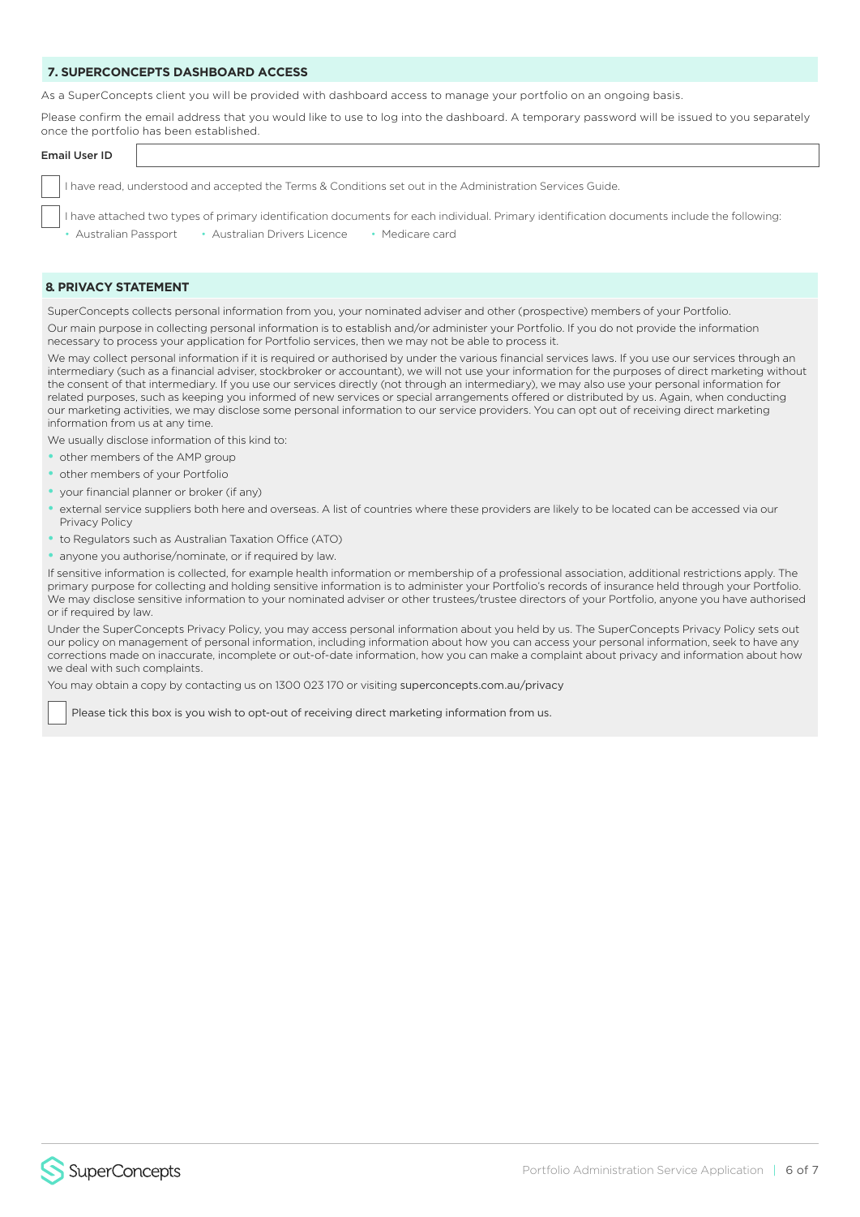## 7. SUPERCONCEPTS DASHBOARD ACCESS

As a SuperConcepts client you will be provided with dashboard access to manage your portfolio on an ongoing basis.

Please confirm the email address that you would like to use to log into the dashboard. A temporary password will be issued to you separately once the portfolio has been established.

**Email User ID** ______________________________

☐ I have read, understood and accepted the Terms & Conditions set out in the Administration Services Guide.

☐ I have attached two types of primary identification documents for each individual. Primary identification documents include the following:

- Australian Passport
- Australian Drivers Licence
- Medicare card

## 8. PRIVACY STATEMENT

SuperConcepts collects personal information from you, your nominated adviser and other (prospective) members of your Portfolio.

Our main purpose in collecting personal information is to establish and/or administer your Portfolio. If you do not provide the information necessary to process your application for Portfolio services, then we may not be able to process it.

We may collect personal information if it is required or authorised by under the various financial services laws. If you use our services through an intermediary (such as a financial adviser, stockbroker or accountant), we will not use your information for the purposes of direct marketing without the consent of that intermediary. If you use our services directly (not through an intermediary), we may also use your personal information for related purposes, such as keeping you informed of new services or special arrangements offered or distributed by us. Again, when conducting our marketing activities, we may disclose some personal information to our service providers. You can opt out of receiving direct marketing information from us at any time.

We usually disclose information of this kind to:

- other members of the AMP group
- other members of your Portfolio
- your financial planner or broker (if any)
- external service suppliers both here and overseas. A list of countries where these providers are likely to be located can be accessed via our Privacy Policy
- to Regulators such as Australian Taxation Office (ATO)
- anyone you authorise/nominate, or if required by law.

If sensitive information is collected, for example health information or membership of a professional association, additional restrictions apply. The primary purpose for collecting and holding sensitive information is to administer your Portfolio's records of insurance held through your Portfolio. We may disclose sensitive information to your nominated adviser or other trustees/trustee directors of your Portfolio, anyone you have authorised or if required by law.

Under the SuperConcepts Privacy Policy, you may access personal information about you held by us. The SuperConcepts Privacy Policy sets out our policy on management of personal information, including information about how you can access your personal information, seek to have any corrections made on inaccurate, incomplete or out-of-date information, how you can make a complaint about privacy and information about how we deal with such complaints.

You may obtain a copy by contacting us on 1300 023 170 or visiting superconcepts.com.au/privacy

☐ Please tick this box is you wish to opt-out of receiving direct marketing information from us.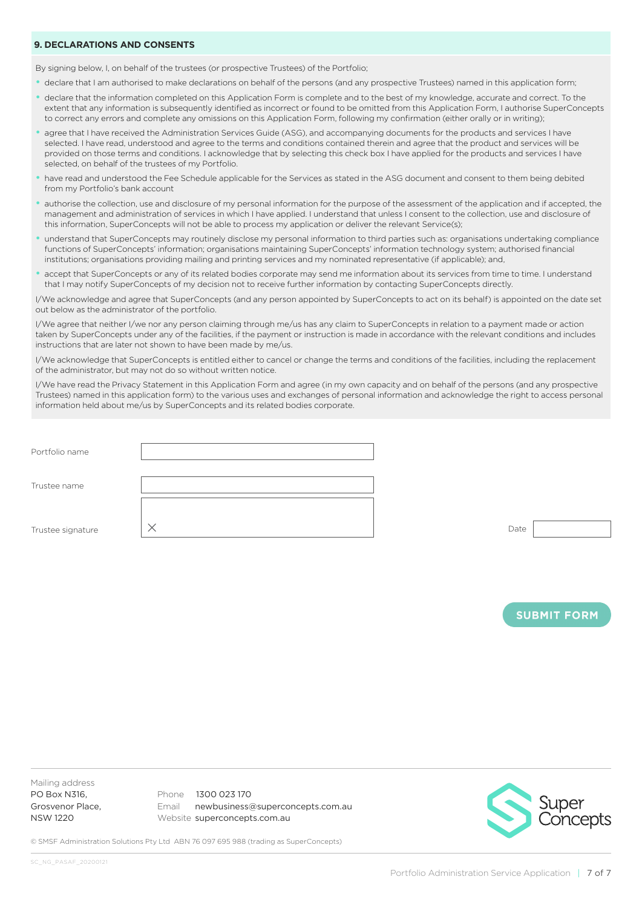## 9. DECLARATIONS AND CONSENTS

By signing below, I, on behalf of the trustees (or prospective Trustees) of the Portfolio;

- declare that I am authorised to make declarations on behalf of the persons (and any prospective Trustees) named in this application form;
- declare that the information completed on this Application Form is complete and to the best of my knowledge, accurate and correct. To the extent that any information is subsequently identified as incorrect or found to be omitted from this Application Form, I authorise SuperConcepts to correct any errors and complete any omissions on this Application Form, following my confirmation (either orally or in writing);
- agree that I have received the Administration Services Guide (ASG), and accompanying documents for the products and services I have selected. I have read, understood and agree to the terms and conditions contained therein and agree that the product and services will be provided on those terms and conditions. I acknowledge that by selecting this check box I have applied for the products and services I have selected, on behalf of the trustees of my Portfolio.
- have read and understood the Fee Schedule applicable for the Services as stated in the ASG document and consent to them being debited from my Portfolio's bank account
- authorise the collection, use and disclosure of my personal information for the purpose of the assessment of the application and if accepted, the management and administration of services in which I have applied. I understand that unless I consent to the collection, use and disclosure of this information, SuperConcepts will not be able to process my application or deliver the relevant Service(s);
- understand that SuperConcepts may routinely disclose my personal information to third parties such as: organisations undertaking compliance functions of SuperConcepts' information; organisations maintaining SuperConcepts' information technology system; authorised financial institutions; organisations providing mailing and printing services and my nominated representative (if applicable); and,
- accept that SuperConcepts or any of its related bodies corporate may send me information about its services from time to time. I understand that I may notify SuperConcepts of my decision not to receive further information by contacting SuperConcepts directly.

I/We acknowledge and agree that SuperConcepts (and any person appointed by SuperConcepts to act on its behalf) is appointed on the date set out below as the administrator of the portfolio.

I/We agree that neither I/we nor any person claiming through me/us has any claim to SuperConcepts in relation to a payment made or action taken by SuperConcepts under any of the facilities, if the payment or instruction is made in accordance with the relevant conditions and includes instructions that are later not shown to have been made by me/us.

I/We acknowledge that SuperConcepts is entitled either to cancel or change the terms and conditions of the facilities, including the replacement of the administrator, but may not do so without written notice.

I/We have read the Privacy Statement in this Application Form and agree (in my own capacity and on behalf of the persons (and any prospective Trustees) named in this application form) to the various uses and exchanges of personal information and acknowledge the right to access personal information held about me/us by SuperConcepts and its related bodies corporate.

Portfolio name ______________________

Trustee name ______________________

Trustee signature ✕ ______________________ Date __________

SUBMIT FORM

Mailing address
PO Box N316,
Grosvenor Place,
NSW 1220

Phone 1300 023 170
Email newbusiness@superconcepts.com.au
Website superconcepts.com.au

Super Concepts

© SMSF Administration Solutions Pty Ltd ABN 76 097 695 988 (trading as SuperConcepts)

SC_NG_PASAF_20200121